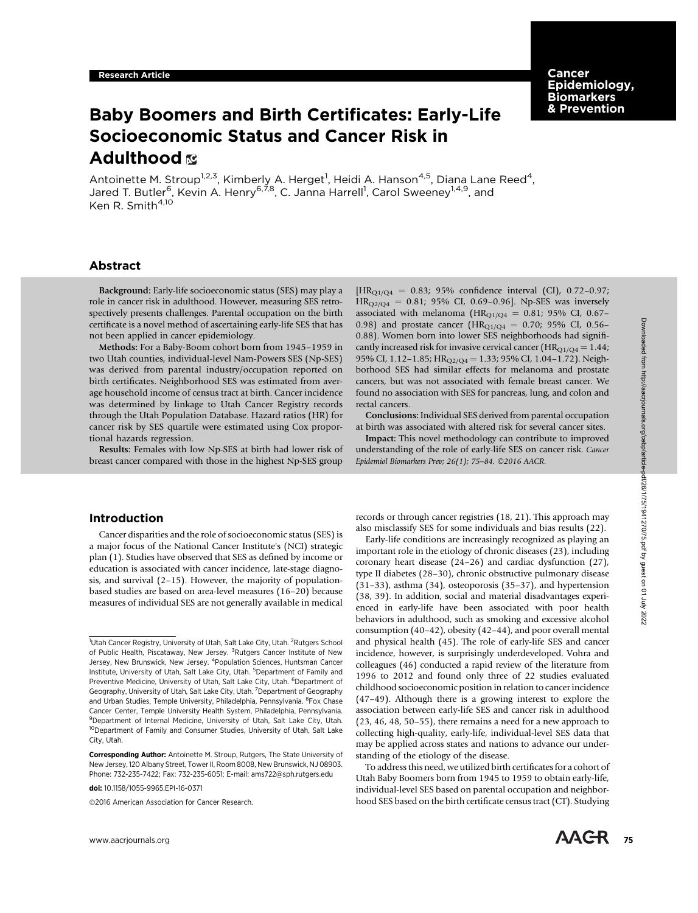Research Article

# Baby Boomers and Birth Certificates: Early-Life Socioeconomic Status and Cancer Risk in Adulthood

Antoinette M. Stroup[1,2,3], Kimberly A. Herget[1], Heidi A. Hanson[4,5], Diana Lane Reed[4], Jared T. Butler[6], Kevin A. Henry[6,7,8], C. Janna Harrell[1], Carol Sweeney[1,4,9], and Ken R. Smith[4,10]

## Abstract

**Background:** Early-life socioeconomic status (SES) may play a role in cancer risk in adulthood. However, measuring SES retrospectively presents challenges. Parental occupation on the birth certificate is a novel method of ascertaining early-life SES that has not been applied in cancer epidemiology.

**Methods:** For a Baby-Boom cohort born from 1945–1959 in two Utah counties, individual-level Nam-Powers SES (Np-SES) was derived from parental industry/occupation reported on birth certificates. Neighborhood SES was estimated from average household income of census tract at birth. Cancer incidence was determined by linkage to Utah Cancer Registry records through the Utah Population Database. Hazard ratios (HR) for cancer risk by SES quartile were estimated using Cox proportional hazards regression.

**Results:** Females with low Np-SES at birth had lower risk of breast cancer compared with those in the highest Np-SES group [$HR_{Q1/Q4} = 0.83$; 95% confidence interval (CI), 0.72–0.97; $HR_{Q2/Q4} = 0.81$; 95% CI, 0.69–0.96]. Np-SES was inversely associated with melanoma ($HR_{Q1/Q4} = 0.81$; 95% CI, 0.67–0.98) and prostate cancer ($HR_{Q1/Q4} = 0.70$; 95% CI, 0.56–0.88). Women born into lower SES neighborhoods had significantly increased risk for invasive cervical cancer ($HR_{Q1/Q4} = 1.44$; 95% CI, 1.12–1.85; $HR_{Q2/Q4} = 1.33$; 95% CI, 1.04–1.72). Neighborhood SES had similar effects for melanoma and prostate cancers, but was not associated with female breast cancer. We found no association with SES for pancreas, lung, and colon and rectal cancers.

**Conclusions:** Individual SES derived from parental occupation at birth was associated with altered risk for several cancer sites.

**Impact:** This novel methodology can contribute to improved understanding of the role of early-life SES on cancer risk. *Cancer Epidemiol Biomarkers Prev; 26(1); 75–84. ©2016 AACR.*

## Introduction

Cancer disparities and the role of socioeconomic status (SES) is a major focus of the National Cancer Institute's (NCI) strategic plan (1). Studies have observed that SES as defined by income or education is associated with cancer incidence, late-stage diagnosis, and survival (2–15). However, the majority of population-based studies are based on area-level measures (16–20) because measures of individual SES are not generally available in medical records or through cancer registries (18, 21). This approach may also misclassify SES for some individuals and bias results (22).

Early-life conditions are increasingly recognized as playing an important role in the etiology of chronic diseases (23), including coronary heart disease (24–26) and cardiac dysfunction (27), type II diabetes (28–30), chronic obstructive pulmonary disease (31–33), asthma (34), osteoporosis (35–37), and hypertension (38, 39). In addition, social and material disadvantages experienced in early-life have been associated with poor health behaviors in adulthood, such as smoking and excessive alcohol consumption (40–42), obesity (42–44), and poor overall mental and physical health (45). The role of early-life SES and cancer incidence, however, is surprisingly underdeveloped. Vohra and colleagues (46) conducted a rapid review of the literature from 1996 to 2012 and found only three of 22 studies evaluated childhood socioeconomic position in relation to cancer incidence (47–49). Although there is a growing interest to explore the association between early-life SES and cancer risk in adulthood (23, 46, 48, 50–55), there remains a need for a new approach to collecting high-quality, early-life, individual-level SES data that may be applied across states and nations to advance our understanding of the etiology of the disease.

To address this need, we utilized birth certificates for a cohort of Utah Baby Boomers born from 1945 to 1959 to obtain early-life, individual-level SES based on parental occupation and neighborhood SES based on the birth certificate census tract (CT). Studying

---

[1]Utah Cancer Registry, University of Utah, Salt Lake City, Utah. [2]Rutgers School of Public Health, Piscataway, New Jersey. [3]Rutgers Cancer Institute of New Jersey, New Brunswick, New Jersey. [4]Population Sciences, Huntsman Cancer Institute, University of Utah, Salt Lake City, Utah. [5]Department of Family and Preventive Medicine, University of Utah, Salt Lake City, Utah. [6]Department of Geography, University of Utah, Salt Lake City, Utah. [7]Department of Geography and Urban Studies, Temple University, Philadelphia, Pennsylvania. [8]Fox Chase Cancer Center, Temple University Health System, Philadelphia, Pennsylvania. [9]Department of Internal Medicine, University of Utah, Salt Lake City, Utah. [10]Department of Family and Consumer Studies, University of Utah, Salt Lake City, Utah.

**Corresponding Author:** Antoinette M. Stroup, Rutgers, The State University of New Jersey, 120 Albany Street, Tower II, Room 8008, New Brunswick, NJ 08903. Phone: 732-235-7422; Fax: 732-235-6051; E-mail: ams722@sph.rutgers.edu

**doi:** 10.1158/1055-9965.EPI-16-0371

©2016 American Association for Cancer Research.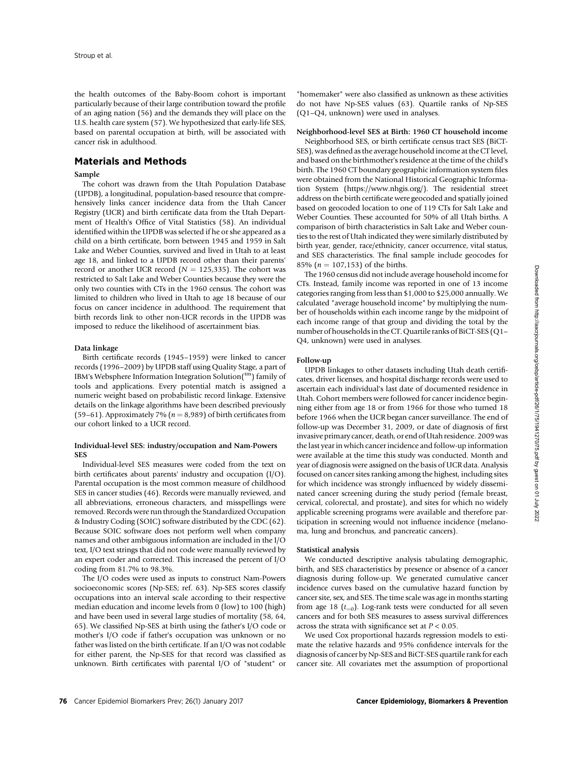the health outcomes of the Baby-Boom cohort is important particularly because of their large contribution toward the profile of an aging nation (56) and the demands they will place on the U.S. health care system (57). We hypothesized that early-life SES, based on parental occupation at birth, will be associated with cancer risk in adulthood.

## Materials and Methods

### Sample

The cohort was drawn from the Utah Population Database (UPDB), a longitudinal, population-based resource that comprehensively links cancer incidence data from the Utah Cancer Registry (UCR) and birth certificate data from the Utah Department of Health's Office of Vital Statistics (58). An individual identified within the UPDB was selected if he or she appeared as a child on a birth certificate, born between 1945 and 1959 in Salt Lake and Weber Counties, survived and lived in Utah to at least age 18, and linked to a UPDB record other than their parents' record or another UCR record ($N = 125,335$). The cohort was restricted to Salt Lake and Weber Counties because they were the only two counties with CTs in the 1960 census. The cohort was limited to children who lived in Utah to age 18 because of our focus on cancer incidence in adulthood. The requirement that birth records link to other non-UCR records in the UPDB was imposed to reduce the likelihood of ascertainment bias.

### Data linkage

Birth certificate records (1945–1959) were linked to cancer records (1996–2009) by UPDB staff using Quality Stage, a part of IBM's Websphere Information Integration Solution(tm) family of tools and applications. Every potential match is assigned a numeric weight based on probabilistic record linkage. Extensive details on the linkage algorithms have been described previously (59–61). Approximately 7% ($n = 8,989$) of birth certificates from our cohort linked to a UCR record.

### Individual-level SES: industry/occupation and Nam-Powers SES

Individual-level SES measures were coded from the text on birth certificates about parents' industry and occupation (I/O). Parental occupation is the most common measure of childhood SES in cancer studies (46). Records were manually reviewed, and all abbreviations, erroneous characters, and misspellings were removed. Records were run through the Standardized Occupation & Industry Coding (SOIC) software distributed by the CDC (62). Because SOIC software does not perform well when company names and other ambiguous information are included in the I/O text, I/O text strings that did not code were manually reviewed by an expert coder and corrected. This increased the percent of I/O coding from 81.7% to 98.3%.

The I/O codes were used as inputs to construct Nam-Powers socioeconomic scores (Np-SES; ref. 63). Np-SES scores classify occupations into an interval scale according to their respective median education and income levels from 0 (low) to 100 (high) and have been used in several large studies of mortality (58, 64, 65). We classified Np-SES at birth using the father's I/O code or mother's I/O code if father's occupation was unknown or no father was listed on the birth certificate. If an I/O was not codable for either parent, the Np-SES for that record was classified as unknown. Birth certificates with parental I/O of "student" or "homemaker" were also classified as unknown as these activities do not have Np-SES values (63). Quartile ranks of Np-SES (Q1–Q4, unknown) were used in analyses.

### Neighborhood-level SES at Birth: 1960 CT household income

Neighborhood SES, or birth certificate census tract SES (BiCT-SES), was defined as the average household income at the CT level, and based on the birthmother's residence at the time of the child's birth. The 1960 CT boundary geographic information system files were obtained from the National Historical Geographic Information System (https://www.nhgis.org/). The residential street address on the birth certificate were geocoded and spatially joined based on geocoded location to one of 119 CTs for Salt Lake and Weber Counties. These accounted for 50% of all Utah births. A comparison of birth characteristics in Salt Lake and Weber counties to the rest of Utah indicated they were similarly distributed by birth year, gender, race/ethnicity, cancer occurrence, vital status, and SES characteristics. The final sample include geocodes for 85% ($n = 107,153$) of the births.

The 1960 census did not include average household income for CTs. Instead, family income was reported in one of 13 income categories ranging from less than \$1,000 to \$25,000 annually. We calculated "average household income" by multiplying the number of households within each income range by the midpoint of each income range of that group and dividing the total by the number of households in the CT. Quartile ranks of BiCT-SES (Q1–Q4, unknown) were used in analyses.

### Follow-up

UPDB linkages to other datasets including Utah death certificates, driver licenses, and hospital discharge records were used to ascertain each individual's last date of documented residence in Utah. Cohort members were followed for cancer incidence beginning either from age 18 or from 1966 for those who turned 18 before 1966 when the UCR began cancer surveillance. The end of follow-up was December 31, 2009, or date of diagnosis of first invasive primary cancer, death, or end of Utah residence. 2009 was the last year in which cancer incidence and follow-up information were available at the time this study was conducted. Month and year of diagnosis were assigned on the basis of UCR data. Analysis focused on cancer sites ranking among the highest, including sites for which incidence was strongly influenced by widely disseminated cancer screening during the study period (female breast, cervical, colorectal, and prostate), and sites for which no widely applicable screening programs were available and therefore participation in screening would not influence incidence (melanoma, lung and bronchus, and pancreatic cancers).

### Statistical analysis

We conducted descriptive analysis tabulating demographic, birth, and SES characteristics by presence or absence of a cancer diagnosis during follow-up. We generated cumulative cancer incidence curves based on the cumulative hazard function by cancer site, sex, and SES. The time scale was age in months starting from age 18 ($t_{=0}$). Log-rank tests were conducted for all seven cancers and for both SES measures to assess survival differences across the strata with significance set at $P < 0.05$.

We used Cox proportional hazards regression models to estimate the relative hazards and 95% confidence intervals for the diagnosis of cancer by Np-SES and BiCT-SES quartile rank for each cancer site. All covariates met the assumption of proportional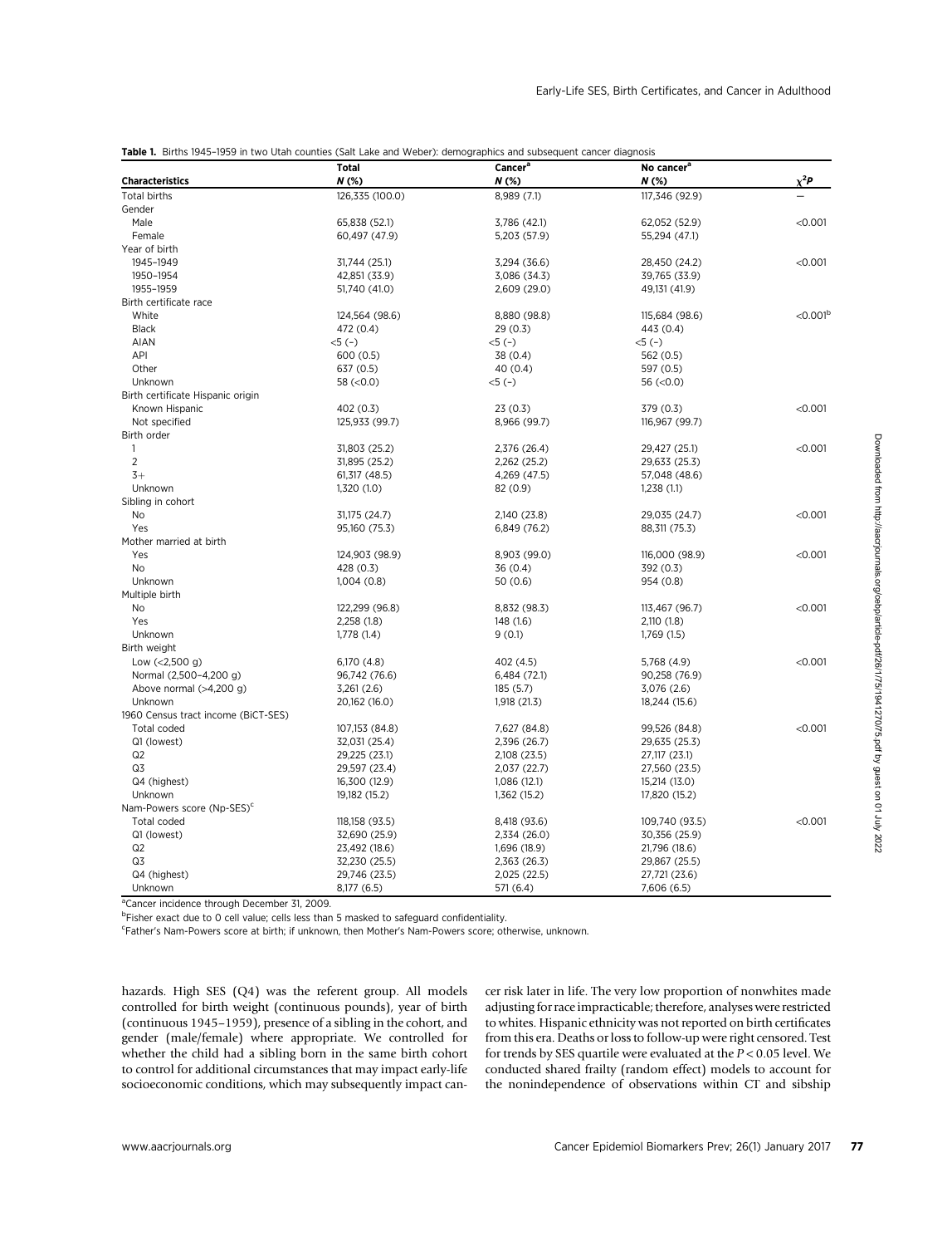**Table 1.** Births 1945–1959 in two Utah counties (Salt Lake and Weber): demographics and subsequent cancer diagnosis

| Characteristics | Total N (%) | Cancer[a] N (%) | No cancer[a] N (%) | $\chi^2 P$ |
|---|---|---|---|---|
| Total births | 126,335 (100.0) | 8,989 (7.1) | 117,346 (92.9) | – |
| Gender | | | | |
| Male | 65,838 (52.1) | 3,786 (42.1) | 62,052 (52.9) | <0.001 |
| Female | 60,497 (47.9) | 5,203 (57.9) | 55,294 (47.1) | |
| Year of birth | | | | |
| 1945–1949 | 31,744 (25.1) | 3,294 (36.6) | 28,450 (24.2) | <0.001 |
| 1950–1954 | 42,851 (33.9) | 3,086 (34.3) | 39,765 (33.9) | |
| 1955–1959 | 51,740 (41.0) | 2,609 (29.0) | 49,131 (41.9) | |
| Birth certificate race | | | | |
| White | 124,564 (98.6) | 8,880 (98.8) | 115,684 (98.6) | <0.001[b] |
| Black | 472 (0.4) | 29 (0.3) | 443 (0.4) | |
| AIAN | <5 (–) | <5 (–) | <5 (–) | |
| API | 600 (0.5) | 38 (0.4) | 562 (0.5) | |
| Other | 637 (0.5) | 40 (0.4) | 597 (0.5) | |
| Unknown | 58 (<0.0) | <5 (–) | 56 (<0.0) | |
| Birth certificate Hispanic origin | | | | |
| Known Hispanic | 402 (0.3) | 23 (0.3) | 379 (0.3) | <0.001 |
| Not specified | 125,933 (99.7) | 8,966 (99.7) | 116,967 (99.7) | |
| Birth order | | | | |
| 1 | 31,803 (25.2) | 2,376 (26.4) | 29,427 (25.1) | <0.001 |
| 2 | 31,895 (25.2) | 2,262 (25.2) | 29,633 (25.3) | |
| 3+ | 61,317 (48.5) | 4,269 (47.5) | 57,048 (48.6) | |
| Unknown | 1,320 (1.0) | 82 (0.9) | 1,238 (1.1) | |
| Sibling in cohort | | | | |
| No | 31,175 (24.7) | 2,140 (23.8) | 29,035 (24.7) | <0.001 |
| Yes | 95,160 (75.3) | 6,849 (76.2) | 88,311 (75.3) | |
| Mother married at birth | | | | |
| Yes | 124,903 (98.9) | 8,903 (99.0) | 116,000 (98.9) | <0.001 |
| No | 428 (0.3) | 36 (0.4) | 392 (0.3) | |
| Unknown | 1,004 (0.8) | 50 (0.6) | 954 (0.8) | |
| Multiple birth | | | | |
| No | 122,299 (96.8) | 8,832 (98.3) | 113,467 (96.7) | <0.001 |
| Yes | 2,258 (1.8) | 148 (1.6) | 2,110 (1.8) | |
| Unknown | 1,778 (1.4) | 9 (0.1) | 1,769 (1.5) | |
| Birth weight | | | | |
| Low (<2,500 g) | 6,170 (4.8) | 402 (4.5) | 5,768 (4.9) | <0.001 |
| Normal (2,500–4,200 g) | 96,742 (76.6) | 6,484 (72.1) | 90,258 (76.9) | |
| Above normal (>4,200 g) | 3,261 (2.6) | 185 (5.7) | 3,076 (2.6) | |
| Unknown | 20,162 (16.0) | 1,918 (21.3) | 18,244 (15.6) | |
| 1960 Census tract income (BiCT-SES) | | | | |
| Total coded | 107,153 (84.8) | 7,627 (84.8) | 99,526 (84.8) | <0.001 |
| Q1 (lowest) | 32,031 (25.4) | 2,396 (26.7) | 29,635 (25.3) | |
| Q2 | 29,225 (23.1) | 2,108 (23.5) | 27,117 (23.1) | |
| Q3 | 29,597 (23.4) | 2,037 (22.7) | 27,560 (23.5) | |
| Q4 (highest) | 16,300 (12.9) | 1,086 (12.1) | 15,214 (13.0) | |
| Unknown | 19,182 (15.2) | 1,362 (15.2) | 17,820 (15.2) | |
| Nam-Powers score (Np-SES)[c] | | | | |
| Total coded | 118,158 (93.5) | 8,418 (93.6) | 109,740 (93.5) | <0.001 |
| Q1 (lowest) | 32,690 (25.9) | 2,334 (26.0) | 30,356 (25.9) | |
| Q2 | 23,492 (18.6) | 1,696 (18.9) | 21,796 (18.6) | |
| Q3 | 32,230 (25.5) | 2,363 (26.3) | 29,867 (25.5) | |
| Q4 (highest) | 29,746 (23.5) | 2,025 (22.5) | 27,721 (23.6) | |
| Unknown | 8,177 (6.5) | 571 (6.4) | 7,606 (6.5) | |

[a]Cancer incidence through December 31, 2009.

[b]Fisher exact due to 0 cell value; cells less than 5 masked to safeguard confidentiality.

[c]Father's Nam-Powers score at birth; if unknown, then Mother's Nam-Powers score; otherwise, unknown.

hazards. High SES (Q4) was the referent group. All models controlled for birth weight (continuous pounds), year of birth (continuous 1945–1959), presence of a sibling in the cohort, and gender (male/female) where appropriate. We controlled for whether the child had a sibling born in the same birth cohort to control for additional circumstances that may impact early-life socioeconomic conditions, which may subsequently impact cancer risk later in life. The very low proportion of nonwhites made adjusting for race impracticable; therefore, analyses were restricted to whites. Hispanic ethnicity was not reported on birth certificates from this era. Deaths or loss to follow-up were right censored. Test for trends by SES quartile were evaluated at the $P < 0.05$ level. We conducted shared frailty (random effect) models to account for the nonindependence of observations within CT and sibship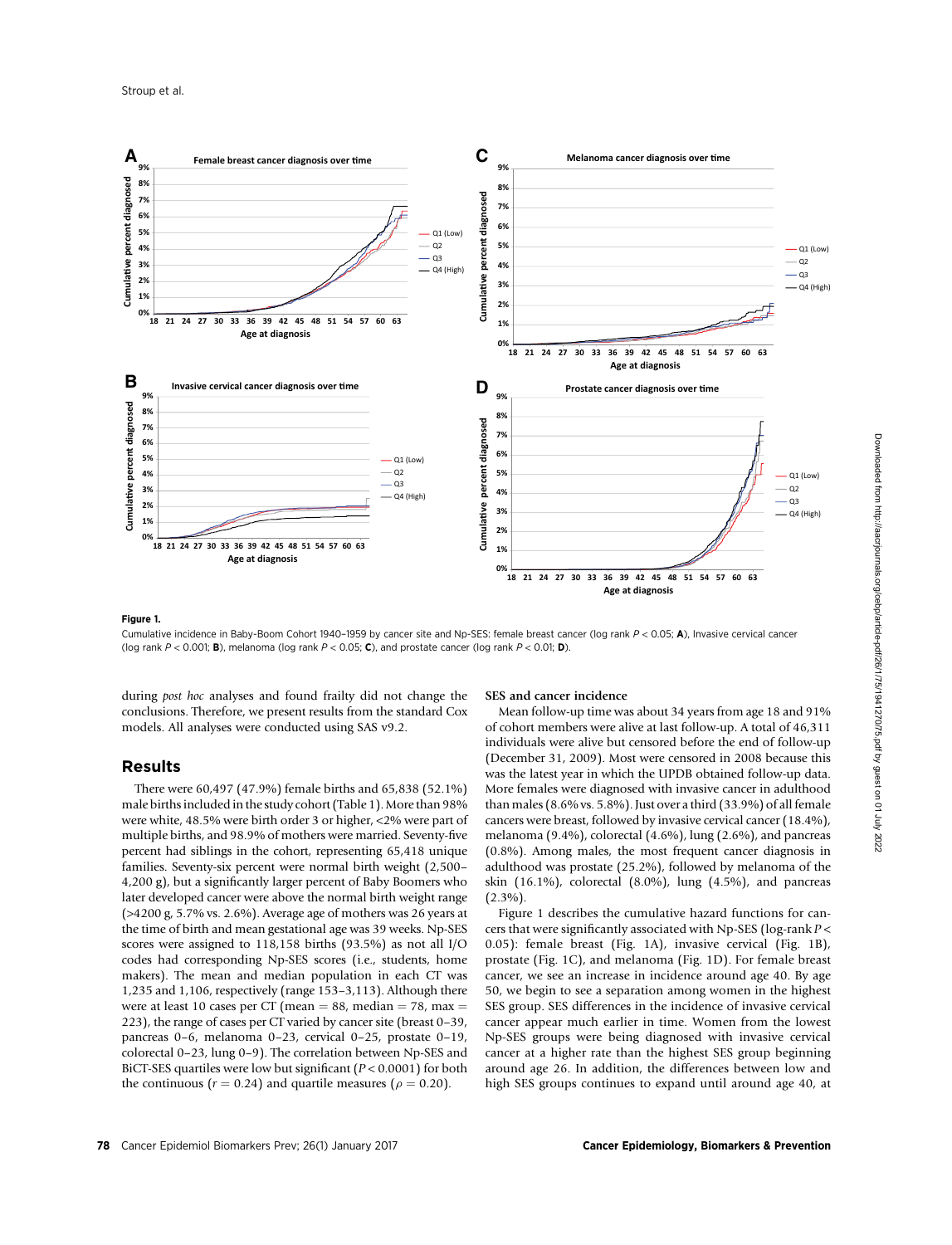Figure 1.

Cumulative incidence in Baby-Boom Cohort 1940–1959 by cancer site and Np-SES: female breast cancer (log rank $P < 0.05$; **A**), Invasive cervical cancer (log rank $P < 0.001$; **B**), melanoma (log rank $P < 0.05$; **C**), and prostate cancer (log rank $P < 0.01$; **D**).

during *post hoc* analyses and found frailty did not change the conclusions. Therefore, we present results from the standard Cox models. All analyses were conducted using SAS v9.2.

## Results

There were 60,497 (47.9%) female births and 65,838 (52.1%) male births included in the study cohort (Table 1). More than 98% were white, 48.5% were birth order 3 or higher, <2% were part of multiple births, and 98.9% of mothers were married. Seventy-five percent had siblings in the cohort, representing 65,418 unique families. Seventy-six percent were normal birth weight (2,500–4,200 g), but a significantly larger percent of Baby Boomers who later developed cancer were above the normal birth weight range (>4200 g, 5.7% vs. 2.6%). Average age of mothers was 26 years at the time of birth and mean gestational age was 39 weeks. Np-SES scores were assigned to 118,158 births (93.5%) as not all I/O codes had corresponding Np-SES scores (i.e., students, home makers). The mean and median population in each CT was 1,235 and 1,106, respectively (range 153–3,113). Although there were at least 10 cases per CT (mean = 88, median = 78, max = 223), the range of cases per CT varied by cancer site (breast 0–39, pancreas 0–6, melanoma 0–23, cervical 0–25, prostate 0–19, colorectal 0–23, lung 0–9). The correlation between Np-SES and BiCT-SES quartiles were low but significant ($P < 0.0001$) for both the continuous ($r = 0.24$) and quartile measures ($\rho = 0.20$).

### SES and cancer incidence

Mean follow-up time was about 34 years from age 18 and 91% of cohort members were alive at last follow-up. A total of 46,311 individuals were alive but censored before the end of follow-up (December 31, 2009). Most were censored in 2008 because this was the latest year in which the UPDB obtained follow-up data. More females were diagnosed with invasive cancer in adulthood than males (8.6% vs. 5.8%). Just over a third (33.9%) of all female cancers were breast, followed by invasive cervical cancer (18.4%), melanoma (9.4%), colorectal (4.6%), lung (2.6%), and pancreas (0.8%). Among males, the most frequent cancer diagnosis in adulthood was prostate (25.2%), followed by melanoma of the skin (16.1%), colorectal (8.0%), lung (4.5%), and pancreas (2.3%).

Figure 1 describes the cumulative hazard functions for cancers that were significantly associated with Np-SES (log-rank $P < 0.05$): female breast (Fig. 1A), invasive cervical (Fig. 1B), prostate (Fig. 1C), and melanoma (Fig. 1D). For female breast cancer, we see an increase in incidence around age 40. By age 50, we begin to see a separation among women in the highest SES group. SES differences in the incidence of invasive cervical cancer appear much earlier in time. Women from the lowest Np-SES groups were being diagnosed with invasive cervical cancer at a higher rate than the highest SES group beginning around age 26. In addition, the differences between low and high SES groups continues to expand until around age 40, at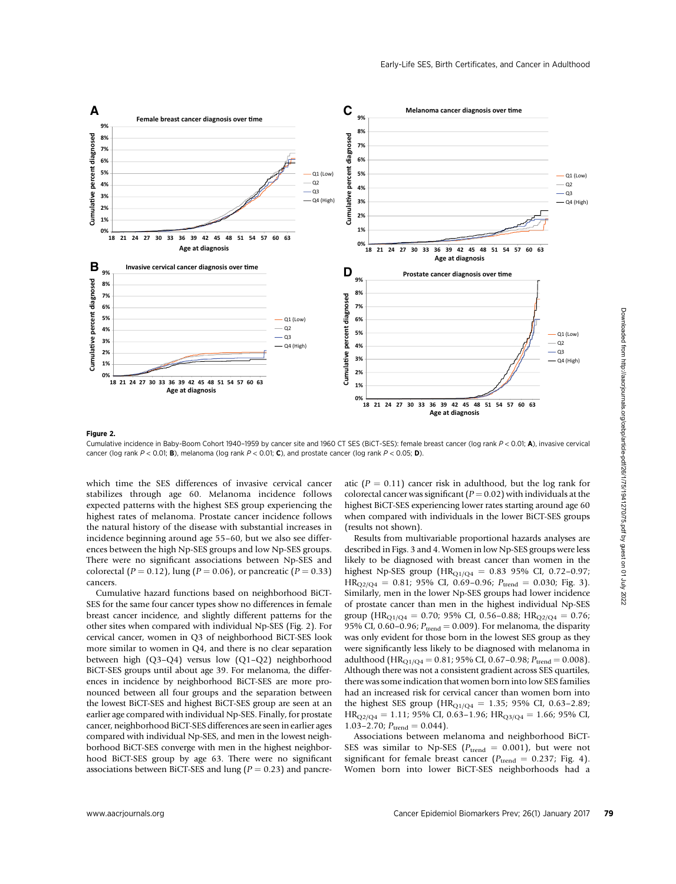**A** Female breast cancer diagnosis over time

Cumulative percent diagnosed

9%
8%
7%
6%
5%
4%
3%
2%
1%
0%

18 21 24 27 30 33 36 39 42 45 48 51 54 57 60 63

Age at diagnosis

Q1 (Low)
Q2
Q3
Q4 (High)

**B** Invasive cervical cancer diagnosis over time

Cumulative percent diagnosed

9%
8%
7%
6%
5%
4%
3%
2%
1%
0%

18 21 24 27 30 33 36 39 42 45 48 51 54 57 60 63

Age at diagnosis

Q1 (Low)
Q2
Q3
Q4 (High)

**C** Melanoma cancer diagnosis over time

Cumulative percent diagnosed

9%
8%
7%
6%
5%
4%
3%
2%
1%
0%

18 21 24 27 30 33 36 39 42 45 48 51 54 57 60 63

Age at diagnosis

Q1 (Low)
Q2
Q3
Q4 (High)

**D** Prostate cancer diagnosis over time

Cumulative percent diagnosed

9%
8%
7%
6%
5%
4%
3%
2%
1%
0%

18 21 24 27 30 33 36 39 42 45 48 51 54 57 60 63

Age at diagnosis

Q1 (Low)
Q2
Q3
Q4 (High)

**Figure 2.**

Cumulative incidence in Baby-Boom Cohort 1940–1959 by cancer site and 1960 CT SES (BiCT-SES): female breast cancer (log rank $P < 0.01$; **A**), invasive cervical cancer (log rank $P < 0.01$; **B**), melanoma (log rank $P < 0.01$; **C**), and prostate cancer (log rank $P < 0.05$; **D**).

which time the SES differences of invasive cervical cancer stabilizes through age 60. Melanoma incidence follows expected patterns with the highest SES group experiencing the highest rates of melanoma. Prostate cancer incidence follows the natural history of the disease with substantial increases in incidence beginning around age 55–60, but we also see differences between the high Np-SES groups and low Np-SES groups. There were no significant associations between Np-SES and colorectal ($P = 0.12$), lung ($P = 0.06$), or pancreatic ($P = 0.33$) cancers.

Cumulative hazard functions based on neighborhood BiCT-SES for the same four cancer types show no differences in female breast cancer incidence, and slightly different patterns for the other sites when compared with individual Np-SES (Fig. 2). For cervical cancer, women in Q3 of neighborhood BiCT-SES look more similar to women in Q4, and there is no clear separation between high (Q3–Q4) versus low (Q1–Q2) neighborhood BiCT-SES groups until about age 39. For melanoma, the differences in incidence by neighborhood BiCT-SES are more pronounced between all four groups and the separation between the lowest BiCT-SES and highest BiCT-SES group are seen at an earlier age compared with individual Np-SES. Finally, for prostate cancer, neighborhood BiCT-SES differences are seen in earlier ages compared with individual Np-SES, and men in the lowest neighborhood BiCT-SES converge with men in the highest neighborhood BiCT-SES group by age 63. There were no significant associations between BiCT-SES and lung ($P = 0.23$) and pancreatic ($P = 0.11$) cancer risk in adulthood, but the log rank for colorectal cancer was significant ($P = 0.02$) with individuals at the highest BiCT-SES experiencing lower rates starting around age 60 when compared with individuals in the lower BiCT-SES groups (results not shown).

Results from multivariable proportional hazards analyses are described in Figs. 3 and 4. Women in low Np-SES groups were less likely to be diagnosed with breast cancer than women in the highest Np-SES group ($HR_{Q1/Q4} = 0.83$ 95% CI, 0.72–0.97; $HR_{Q2/Q4} = 0.81$; 95% CI, 0.69–0.96; $P_{trend} = 0.030$; Fig. 3). Similarly, men in the lower Np-SES groups had lower incidence of prostate cancer than men in the highest individual Np-SES group ($HR_{Q1/Q4} = 0.70$; 95% CI, 0.56–0.88; $HR_{Q2/Q4} = 0.76$; 95% CI, 0.60–0.96; $P_{trend} = 0.009$). For melanoma, the disparity was only evident for those born in the lowest SES group as they were significantly less likely to be diagnosed with melanoma in adulthood ($HR_{Q1/Q4} = 0.81$; 95% CI, 0.67–0.98; $P_{trend} = 0.008$). Although there was not a consistent gradient across SES quartiles, there was some indication that women born into low SES families had an increased risk for cervical cancer than women born into the highest SES group ($HR_{Q1/Q4} = 1.35$; 95% CI, 0.63–2.89; $HR_{Q2/Q4} = 1.11$; 95% CI, 0.63–1.96; $HR_{Q3/Q4} = 1.66$; 95% CI, 1.03–2.70; $P_{trend} = 0.044$).

Associations between melanoma and neighborhood BiCT-SES was similar to Np-SES ($P_{trend} = 0.001$), but were not significant for female breast cancer ($P_{trend} = 0.237$; Fig. 4). Women born into lower BiCT-SES neighborhoods had a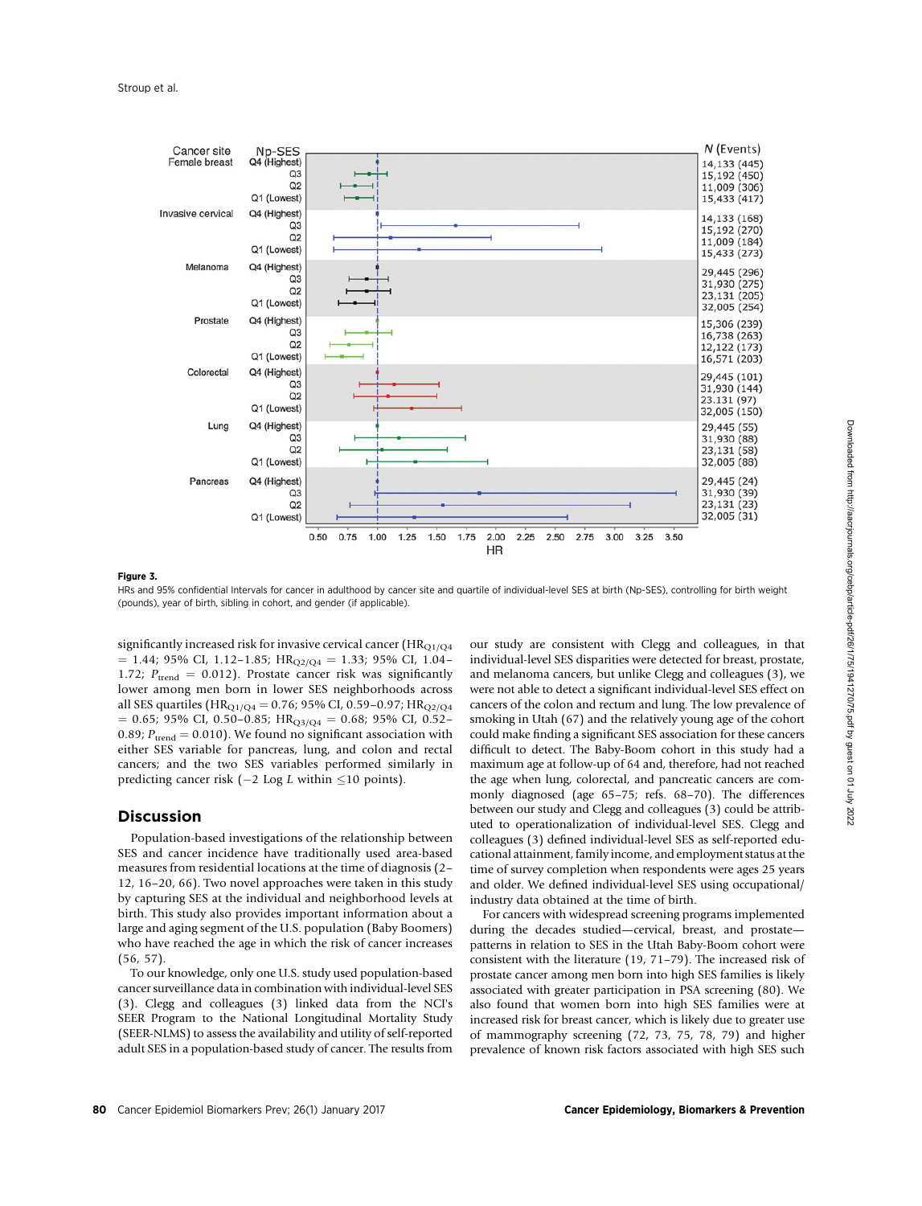Cancer site

Np-SES

*N* (Events)

Female breast
Q4 (Highest) 14,133 (445)
Q3 15,192 (450)
Q2 11,009 (306)
Q1 (Lowest) 15,433 (417)

Invasive cervical
Q4 (Highest) 14,133 (168)
Q3 15,192 (270)
Q2 11,009 (184)
Q1 (Lowest) 15,433 (273)

Melanoma
Q4 (Highest) 29,445 (296)
Q3 31,930 (275)
Q2 23,131 (205)
Q1 (Lowest) 32,005 (254)

Prostate
Q4 (Highest) 15,306 (239)
Q3 16,738 (263)
Q2 12,122 (173)
Q1 (Lowest) 16,571 (203)

Colorectal
Q4 (Highest) 29,445 (101)
Q3 31,930 (144)
Q2 23.131 (97)
Q1 (Lowest) 32,005 (150)

Lung
Q4 (Highest) 29,445 (55)
Q3 31,930 (88)
Q2 23,131 (58)
Q1 (Lowest) 32,005 (88)

Pancreas
Q4 (Highest) 29,445 (24)
Q3 31,930 (39)
Q2 23,131 (23)
Q1 (Lowest) 32,005 (31)

0.50 0.75 1.00 1.25 1.50 1.75 2.00 2.25 2.50 2.75 3.00 3.25 3.50

HR

**Figure 3.**
HRs and 95% confidential Intervals for cancer in adulthood by cancer site and quartile of individual-level SES at birth (Np-SES), controlling for birth weight (pounds), year of birth, sibling in cohort, and gender (if applicable).

significantly increased risk for invasive cervical cancer ($HR_{Q1/Q4}$ = 1.44; 95% CI, 1.12–1.85; $HR_{Q2/Q4}$ = 1.33; 95% CI, 1.04–1.72; $P_{trend}$ = 0.012). Prostate cancer risk was significantly lower among men born in lower SES neighborhoods across all SES quartiles ($HR_{Q1/Q4}$ = 0.76; 95% CI, 0.59–0.97; $HR_{Q2/Q4}$ = 0.65; 95% CI, 0.50–0.85; $HR_{Q3/Q4}$ = 0.68; 95% CI, 0.52–0.89; $P_{trend}$ = 0.010). We found no significant association with either SES variable for pancreas, lung, and colon and rectal cancers; and the two SES variables performed similarly in predicting cancer risk ($-2$ Log $L$ within $\leq$10 points).

## Discussion

Population-based investigations of the relationship between SES and cancer incidence have traditionally used area-based measures from residential locations at the time of diagnosis (2–12, 16–20, 66). Two novel approaches were taken in this study by capturing SES at the individual and neighborhood levels at birth. This study also provides important information about a large and aging segment of the U.S. population (Baby Boomers) who have reached the age in which the risk of cancer increases (56, 57).

To our knowledge, only one U.S. study used population-based cancer surveillance data in combination with individual-level SES (3). Clegg and colleagues (3) linked data from the NCI's SEER Program to the National Longitudinal Mortality Study (SEER-NLMS) to assess the availability and utility of self-reported adult SES in a population-based study of cancer. The results from our study are consistent with Clegg and colleagues, in that individual-level SES disparities were detected for breast, prostate, and melanoma cancers, but unlike Clegg and colleagues (3), we were not able to detect a significant individual-level SES effect on cancers of the colon and rectum and lung. The low prevalence of smoking in Utah (67) and the relatively young age of the cohort could make finding a significant SES association for these cancers difficult to detect. The Baby-Boom cohort in this study had a maximum age at follow-up of 64 and, therefore, had not reached the age when lung, colorectal, and pancreatic cancers are commonly diagnosed (age 65–75; refs. 68–70). The differences between our study and Clegg and colleagues (3) could be attributed to operationalization of individual-level SES. Clegg and colleagues (3) defined individual-level SES as self-reported educational attainment, family income, and employment status at the time of survey completion when respondents were ages 25 years and older. We defined individual-level SES using occupational/industry data obtained at the time of birth.

For cancers with widespread screening programs implemented during the decades studied—cervical, breast, and prostate—patterns in relation to SES in the Utah Baby-Boom cohort were consistent with the literature (19, 71–79). The increased risk of prostate cancer among men born into high SES families is likely associated with greater participation in PSA screening (80). We also found that women born into high SES families were at increased risk for breast cancer, which is likely due to greater use of mammography screening (72, 73, 75, 78, 79) and higher prevalence of known risk factors associated with high SES such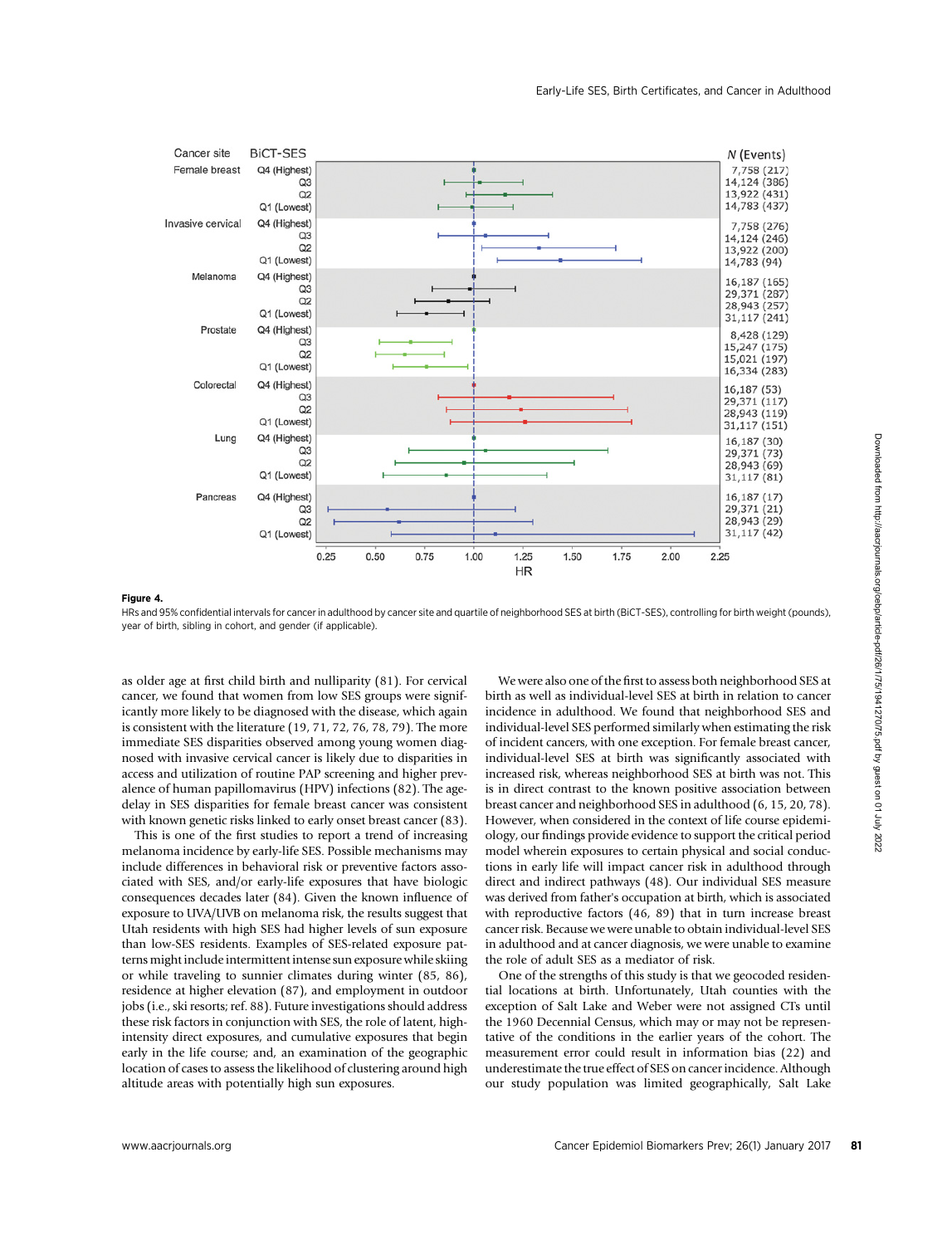Cancer site BiCT-SES N (Events)

Female breast Q4 (Highest) Q3 Q2 Q1 (Lowest)
7,758 (217)
14,124 (386)
13,922 (431)
14,783 (437)

Invasive cervical Q4 (Highest) Q3 Q2 Q1 (Lowest)
7,758 (276)
14,124 (246)
13,922 (200)
14,783 (94)

Melanoma Q4 (Highest) Q3 Q2 Q1 (Lowest)
16,187 (165)
29,371 (287)
28,943 (257)
31,117 (241)

Prostate Q4 (Highest) Q3 Q2 Q1 (Lowest)
8,428 (129)
15,247 (175)
15,021 (197)
16,334 (283)

Colorectal Q4 (Highest) Q3 Q2 Q1 (Lowest)
16,187 (53)
29,371 (117)
28,943 (119)
31,117 (151)

Lung Q4 (Highest) Q3 Q2 Q1 (Lowest)
16,187 (30)
29,371 (73)
28,943 (69)
31,117 (81)

Pancreas Q4 (Highest) Q3 Q2 Q1 (Lowest)
16,187 (17)
29,371 (21)
28,943 (29)
31,117 (42)

0.25 0.50 0.75 1.00 1.25 1.50 1.75 2.00 2.25
HR

**Figure 4.**
HRs and 95% confidential intervals for cancer in adulthood by cancer site and quartile of neighborhood SES at birth (BiCT-SES), controlling for birth weight (pounds), year of birth, sibling in cohort, and gender (if applicable).

as older age at first child birth and nulliparity (81). For cervical cancer, we found that women from low SES groups were significantly more likely to be diagnosed with the disease, which again is consistent with the literature (19, 71, 72, 76, 78, 79). The more immediate SES disparities observed among young women diagnosed with invasive cervical cancer is likely due to disparities in access and utilization of routine PAP screening and higher prevalence of human papillomavirus (HPV) infections (82). The age-delay in SES disparities for female breast cancer was consistent with known genetic risks linked to early onset breast cancer (83).

This is one of the first studies to report a trend of increasing melanoma incidence by early-life SES. Possible mechanisms may include differences in behavioral risk or preventive factors associated with SES, and/or early-life exposures that have biologic consequences decades later (84). Given the known influence of exposure to UVA/UVB on melanoma risk, the results suggest that Utah residents with high SES had higher levels of sun exposure than low-SES residents. Examples of SES-related exposure patterns might include intermittent intense sun exposure while skiing or while traveling to sunnier climates during winter (85, 86), residence at higher elevation (87), and employment in outdoor jobs (i.e., ski resorts; ref. 88). Future investigations should address these risk factors in conjunction with SES, the role of latent, high-intensity direct exposures, and cumulative exposures that begin early in the life course; and, an examination of the geographic location of cases to assess the likelihood of clustering around high altitude areas with potentially high sun exposures.

We were also one of the first to assess both neighborhood SES at birth as well as individual-level SES at birth in relation to cancer incidence in adulthood. We found that neighborhood SES and individual-level SES performed similarly when estimating the risk of incident cancers, with one exception. For female breast cancer, individual-level SES at birth was significantly associated with increased risk, whereas neighborhood SES at birth was not. This is in direct contrast to the known positive association between breast cancer and neighborhood SES in adulthood (6, 15, 20, 78). However, when considered in the context of life course epidemiology, our findings provide evidence to support the critical period model wherein exposures to certain physical and social conductions in early life will impact cancer risk in adulthood through direct and indirect pathways (48). Our individual SES measure was derived from father's occupation at birth, which is associated with reproductive factors (46, 89) that in turn increase breast cancer risk. Because we were unable to obtain individual-level SES in adulthood and at cancer diagnosis, we were unable to examine the role of adult SES as a mediator of risk.

One of the strengths of this study is that we geocoded residential locations at birth. Unfortunately, Utah counties with the exception of Salt Lake and Weber were not assigned CTs until the 1960 Decennial Census, which may or may not be representative of the conditions in the earlier years of the cohort. The measurement error could result in information bias (22) and underestimate the true effect of SES on cancer incidence. Although our study population was limited geographically, Salt Lake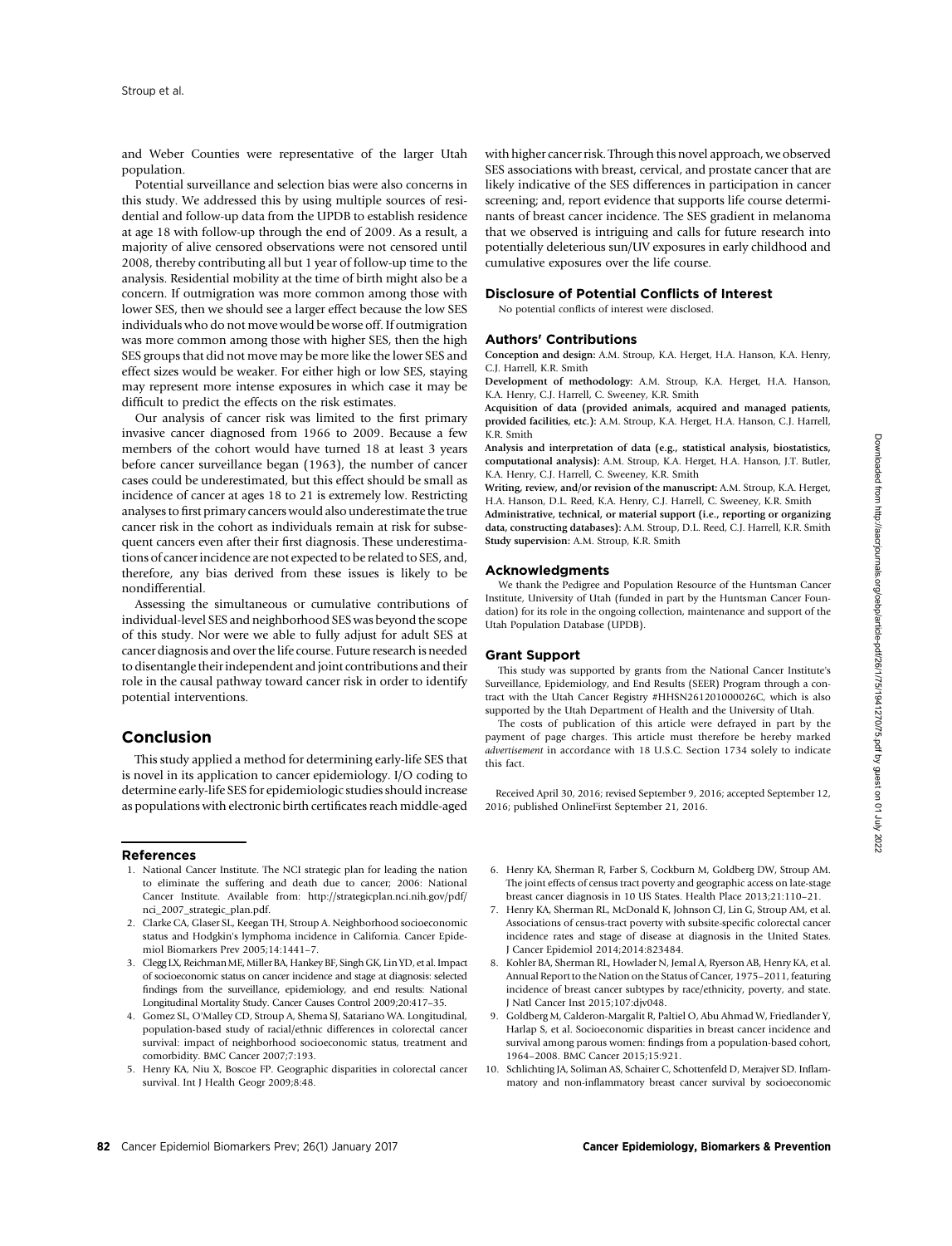and Weber Counties were representative of the larger Utah population.

Potential surveillance and selection bias were also concerns in this study. We addressed this by using multiple sources of residential and follow-up data from the UPDB to establish residence at age 18 with follow-up through the end of 2009. As a result, a majority of alive censored observations were not censored until 2008, thereby contributing all but 1 year of follow-up time to the analysis. Residential mobility at the time of birth might also be a concern. If outmigration was more common among those with lower SES, then we should see a larger effect because the low SES individuals who do not move would be worse off. If outmigration was more common among those with higher SES, then the high SES groups that did not move may be more like the lower SES and effect sizes would be weaker. For either high or low SES, staying may represent more intense exposures in which case it may be difficult to predict the effects on the risk estimates.

Our analysis of cancer risk was limited to the first primary invasive cancer diagnosed from 1966 to 2009. Because a few members of the cohort would have turned 18 at least 3 years before cancer surveillance began (1963), the number of cancer cases could be underestimated, but this effect should be small as incidence of cancer at ages 18 to 21 is extremely low. Restricting analyses to first primary cancers would also underestimate the true cancer risk in the cohort as individuals remain at risk for subsequent cancers even after their first diagnosis. These underestimations of cancer incidence are not expected to be related to SES, and, therefore, any bias derived from these issues is likely to be nondifferential.

Assessing the simultaneous or cumulative contributions of individual-level SES and neighborhood SES was beyond the scope of this study. Nor were we able to fully adjust for adult SES at cancer diagnosis and over the life course. Future research is needed to disentangle their independent and joint contributions and their role in the causal pathway toward cancer risk in order to identify potential interventions.

## Conclusion

This study applied a method for determining early-life SES that is novel in its application to cancer epidemiology. I/O coding to determine early-life SES for epidemiologic studies should increase as populations with electronic birth certificates reach middle-aged with higher cancer risk. Through this novel approach, we observed SES associations with breast, cervical, and prostate cancer that are likely indicative of the SES differences in participation in cancer screening; and, report evidence that supports life course determinants of breast cancer incidence. The SES gradient in melanoma that we observed is intriguing and calls for future research into potentially deleterious sun/UV exposures in early childhood and cumulative exposures over the life course.

### Disclosure of Potential Conflicts of Interest

No potential conflicts of interest were disclosed.

### Authors' Contributions

**Conception and design:** A.M. Stroup, K.A. Herget, H.A. Hanson, K.A. Henry, C.J. Harrell, K.R. Smith

**Development of methodology:** A.M. Stroup, K.A. Herget, H.A. Hanson, K.A. Henry, C.J. Harrell, C. Sweeney, K.R. Smith

**Acquisition of data (provided animals, acquired and managed patients, provided facilities, etc.):** A.M. Stroup, K.A. Herget, H.A. Hanson, C.J. Harrell, K.R. Smith

**Analysis and interpretation of data (e.g., statistical analysis, biostatistics, computational analysis):** A.M. Stroup, K.A. Herget, H.A. Hanson, J.T. Butler, K.A. Henry, C.J. Harrell, C. Sweeney, K.R. Smith

**Writing, review, and/or revision of the manuscript:** A.M. Stroup, K.A. Herget, H.A. Hanson, D.L. Reed, K.A. Henry, C.J. Harrell, C. Sweeney, K.R. Smith

**Administrative, technical, or material support (i.e., reporting or organizing data, constructing databases):** A.M. Stroup, D.L. Reed, C.J. Harrell, K.R. Smith

**Study supervision:** A.M. Stroup, K.R. Smith

### Acknowledgments

We thank the Pedigree and Population Resource of the Huntsman Cancer Institute, University of Utah (funded in part by the Huntsman Cancer Foundation) for its role in the ongoing collection, maintenance and support of the Utah Population Database (UPDB).

### Grant Support

This study was supported by grants from the National Cancer Institute's Surveillance, Epidemiology, and End Results (SEER) Program through a contract with the Utah Cancer Registry #HHSN261201000026C, which is also supported by the Utah Department of Health and the University of Utah.

The costs of publication of this article were defrayed in part by the payment of page charges. This article must therefore be hereby marked *advertisement* in accordance with 18 U.S.C. Section 1734 solely to indicate this fact.

Received April 30, 2016; revised September 9, 2016; accepted September 12, 2016; published OnlineFirst September 21, 2016.

### References

1. National Cancer Institute. The NCI strategic plan for leading the nation to eliminate the suffering and death due to cancer; 2006: National Cancer Institute. Available from: http://strategicplan.nci.nih.gov/pdf/nci_2007_strategic_plan.pdf.
2. Clarke CA, Glaser SL, Keegan TH, Stroup A. Neighborhood socioeconomic status and Hodgkin's lymphoma incidence in California. Cancer Epidemiol Biomarkers Prev 2005;14:1441–7.
3. Clegg LX, Reichman ME, Miller BA, Hankey BF, Singh GK, Lin YD, et al. Impact of socioeconomic status on cancer incidence and stage at diagnosis: selected findings from the surveillance, epidemiology, and end results: National Longitudinal Mortality Study. Cancer Causes Control 2009;20:417–35.
4. Gomez SL, O'Malley CD, Stroup A, Shema SJ, Satariano WA. Longitudinal, population-based study of racial/ethnic differences in colorectal cancer survival: impact of neighborhood socioeconomic status, treatment and comorbidity. BMC Cancer 2007;7:193.
5. Henry KA, Niu X, Boscoe FP. Geographic disparities in colorectal cancer survival. Int J Health Geogr 2009;8:48.
6. Henry KA, Sherman R, Farber S, Cockburn M, Goldberg DW, Stroup AM. The joint effects of census tract poverty and geographic access on late-stage breast cancer diagnosis in 10 US States. Health Place 2013;21:110–21.
7. Henry KA, Sherman RL, McDonald K, Johnson CJ, Lin G, Stroup AM, et al. Associations of census-tract poverty with subsite-specific colorectal cancer incidence rates and stage of disease at diagnosis in the United States. J Cancer Epidemiol 2014;2014:823484.
8. Kohler BA, Sherman RL, Howlader N, Jemal A, Ryerson AB, Henry KA, et al. Annual Report to the Nation on the Status of Cancer, 1975–2011, featuring incidence of breast cancer subtypes by race/ethnicity, poverty, and state. J Natl Cancer Inst 2015;107:djv048.
9. Goldberg M, Calderon-Margalit R, Paltiel O, Abu Ahmad W, Friedlander Y, Harlap S, et al. Socioeconomic disparities in breast cancer incidence and survival among parous women: findings from a population-based cohort, 1964–2008. BMC Cancer 2015;15:921.
10. Schlichting JA, Soliman AS, Schairer C, Schottenfeld D, Merajver SD. Inflammatory and non-inflammatory breast cancer survival by socioeconomic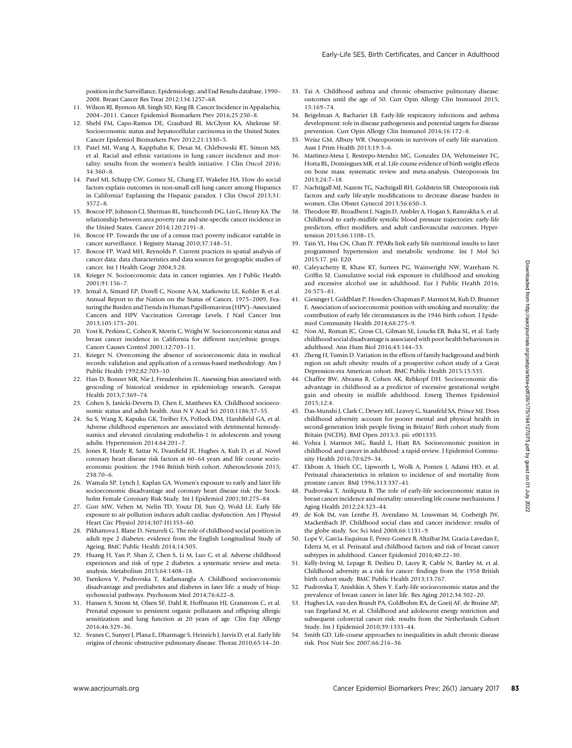position in the Surveillance, Epidemiology, and End Results database, 1990–2008. Breast Cancer Res Treat 2012;134:1257–68.

11. Wilson RJ, Ryerson AB, Singh SD, King JB. Cancer Incidence in Appalachia, 2004–2011. Cancer Epidemiol Biomarkers Prev 2016;25:250–8.
12. Shebl FM, Capo-Ramos DE, Graubard BI, McGlynn KA, Altekruse SF. Socioeconomic status and hepatocellular carcinoma in the United States. Cancer Epidemiol Biomarkers Prev 2012;21:1330–5.
13. Patel MI, Wang A, Kapphahn K, Desai M, Chlebowski RT, Simon MS, et al. Racial and ethnic variations in lung cancer incidence and mortality: results from the women's health initiative. J Clin Oncol 2016; 34:360–8.
14. Patel MI, Schupp CW, Gomez SL, Chang ET, Wakelee HA. How do social factors explain outcomes in non-small-cell lung cancer among Hispanics in California? Explaining the Hispanic paradox. J Clin Oncol 2013;31: 3572–8.
15. Boscoe FP, Johnson CJ, Sherman RL, Stinchcomb DG, Lin G, Henry KA. The relationship between area poverty rate and site-specific cancer incidence in the United States. Cancer 2014;120:2191–8.
16. Boscoe FP. Towards the use of a census tract poverty indicator variable in cancer surveillance. J Registry Manag 2010;37:148–51.
17. Boscoe FP, Ward MH, Reynolds P. Current practices in spatial analysis of cancer data: data characteristics and data sources for geographic studies of cancer. Int J Health Geogr 2004;3:28.
18. Krieger N. Socioeconomic data in cancer registries. Am J Public Health 2001;91:156–7.
19. Jemal A, Simard EP, Dorell C, Noone A-M, Markowitz LE, Kohler B, et al. Annual Report to the Nation on the Status of Cancer, 1975–2009, Featuring the Burden and Trends in Human Papillomavirus (HPV)–Associated Cancers and HPV Vaccination Coverage Levels. J Natl Cancer Inst 2013;105:175–201.
20. Yost K, Perkins C, Cohen R, Morris C, Wright W. Socioeconomic status and breast cancer incidence in California for different race/ethnic groups. Cancer Causes Control 2001;12:703–11.
21. Krieger N. Overcoming the absence of socioeconomic data in medical records: validation and application of a census-based methodology. Am J Public Health 1992;82:703–10.
22. Han D, Bonner MR, Nie J, Freudenheim JL. Assessing bias associated with geocoding of historical residence in epidemiology research. Geospat Health 2013;7:369–74.
23. Cohen S, Janicki-Deverts D, Chen E, Matthews KA. Childhood socioeconomic status and adult health. Ann N Y Acad Sci 2010;1186:37–55.
24. Su S, Wang X, Kapuku GK, Treiber FA, Pollock DM, Harshfield GA, et al. Adverse childhood experiences are associated with detrimental hemodynamics and elevated circulating endothelin-1 in adolescents and young adults. Hypertension 2014;64:201–7.
25. Jones R, Hardy R, Sattar N, Deanfield JE, Hughes A, Kuh D, et al. Novel coronary heart disease risk factors at 60–64 years and life course socioeconomic position: the 1946 British birth cohort. Atherosclerosis 2015; 238:70–6.
26. Wamala SP, Lynch J, Kaplan GA. Women's exposure to early and later life socioeconomic disadvantage and coronary heart disease risk: the Stockholm Female Coronary Risk Study. Int J Epidemiol 2001;30:275–84.
27. Gorr MW, Velten M, Nelin TD, Youtz DJ, Sun Q, Wold LE. Early life exposure to air pollution induces adult cardiac dysfunction. Am J Physiol Heart Circ Physiol 2014;307:H1353–60.
28. Pikhartova J, Blane D, Netuveli G. The role of childhood social position in adult type 2 diabetes: evidence from the English Longitudinal Study of Ageing. BMC Public Health 2014;14:505.
29. Huang H, Yan P, Shan Z, Chen S, Li M, Luo C, et al. Adverse childhood experiences and risk of type 2 diabetes: a systematic review and meta-analysis. Metabolism 2015;64:1408–18.
30. Tsenkova V, Pudrovska T, Karlamangla A. Childhood socioeconomic disadvantage and prediabetes and diabetes in later life: a study of biopsychosocial pathways. Psychosom Med 2014;76:622–8.
31. Hansen S, Strom M, Olsen SF, Dahl R, Hoffmann HJ, Granstrom C, et al. Prenatal exposure to persistent organic pollutants and offspring allergic sensitization and lung function at 20 years of age. Clin Exp Allergy 2016;46:329–36.
32. Svanes C, Sunyer J, Plana E, Dharmage S, Heinrich J, Jarvis D, et al. Early life origins of chronic obstructive pulmonary disease. Thorax 2010;65:14–20.
33. Tai A. Childhood asthma and chronic obstructive pulmonary disease: outcomes until the age of 50. Curr Opin Allergy Clin Immunol 2015; 15:169–74.
34. Beigelman A, Bacharier LB. Early-life respiratory infections and asthma development: role in disease pathogenesis and potential targets for disease prevention. Curr Opin Allergy Clin Immunol 2016;16:172–8.
35. Weisz GM, Albury WR. Osteoporosis in survivors of early life starvation. Aust J Prim Health 2013;19:3–6.
36. Martinez-Mesa J, Restrepo-Mendez MC, Gonzalez DA, Wehrmeister FC, Horta BL, Domingues MR, et al. Life-course evidence of birth weight effects on bone mass: systematic review and meta-analysis. Osteoporosis Int 2013;24:7–18.
37. Nachtigall MJ, Nazem TG, Nachtigall RH, Goldstein SR. Osteoporosis risk factors and early life-style modifications to decrease disease burden in women. Clin Obstet Gynecol 2013;56:650–3.
38. Theodore RF, Broadbent J, Nagin D, Ambler A, Hogan S, Ramrakha S, et al. Childhood to early-midlife systolic blood pressure trajectories: early-life predictors, effect modifiers, and adult cardiovascular outcomes. Hypertension 2015;66:1108–15.
39. Tain YL, Hsu CN, Chan JY. PPARs link early life nutritional insults to later programmed hypertension and metabolic syndrome. Int J Mol Sci 2015;17. pii: E20.
40. Caleyachetty R, Khaw KT, Surtees PG, Wainwright NW, Wareham N, Griffin SJ. Cumulative social risk exposure in childhood and smoking and excessive alcohol use in adulthood. Eur J Public Health 2016; 26:575–81.
41. Giesinger I, Goldblatt P, Howden-Chapman P, Marmot M, Kuh D, Brunner E. Association of socioeconomic position with smoking and mortality: the contribution of early life circumstances in the 1946 birth cohort. J Epidemiol Community Health 2014;68:275–9.
42. Non AL, Roman JC, Gross CL, Gilman SE, Loucks EB, Buka SL, et al. Early childhood social disadvantage is associated with poor health behaviours in adulthood. Ann Hum Biol 2016;43:144–53.
43. Zheng H, Tumin D. Variation in the effects of family background and birth region on adult obesity: results of a prospective cohort study of a Great Depression-era American cohort. BMC Public Health 2015;15:535.
44. Chaffee BW, Abrams B, Cohen AK, Rehkopf DH. Socioeconomic disadvantage in childhood as a predictor of excessive gestational weight gain and obesity in midlife adulthood. Emerg Themes Epidemiol 2015;12:4.
45. Das-Munshi J, Clark C, Dewey ME, Leavey G, Stansfeld SA, Prince MJ. Does childhood adversity account for poorer mental and physical health in second-generation Irish people living in Britain? Birth cohort study from Britain (NCDS). BMJ Open 2013;3. pii: e001335.
46. Vohra J, Marmot MG, Bauld L, Hiatt RA. Socioeconomic position in childhood and cancer in adulthood: a rapid-review. J Epidemiol Community Health 2016;70:629–34.
47. Ekbom A, Hsieh CC, Lipworth L, Wolk A, Ponten J, Adami HO, et al. Perinatal characteristics in relation to incidence of and mortality from prostate cancer. BMJ 1996;313:337–41.
48. Pudrovska T, Anikputa B. The role of early-life socioeconomic status in breast cancer incidence and mortality: unraveling life course mechanisms. J Aging Health 2012;24:323–44.
49. de Kok IM, van Lenthe FJ, Avendano M, Louwman M, Coebergh JW, Mackenbach JP. Childhood social class and cancer incidence: results of the globe study. Soc Sci Med 2008;66:1131–9.
50. Lope V, Garcia-Esquinas E, Perez-Gomez B, Altzibar JM, Gracia-Lavedan E, Ederra M, et al. Perinatal and childhood factors and risk of breast cancer subtypes in adulthood. Cancer Epidemiol 2016;40:22–30.
51. Kelly-Irving M, Lepage B, Dedieu D, Lacey R, Cable N, Bartley M, et al. Childhood adversity as a risk for cancer: findings from the 1958 British birth cohort study. BMC Public Health 2013;13:767.
52. Pudrovska T, Anishkin A, Shen Y. Early-life socioeconomic status and the prevalence of breast cancer in later life. Res Aging 2012;34:302–20.
53. Hughes LA, van den Brandt PA, Goldbohm RA, de Goeij AF, de Bruine AP, van Engeland M, et al. Childhood and adolescent energy restriction and subsequent colorectal cancer risk: results from the Netherlands Cohort Study. Int J Epidemiol 2010;39:1333–44.
54. Smith GD. Life-course approaches to inequalities in adult chronic disease risk. Proc Nutr Soc 2007;66:216–36.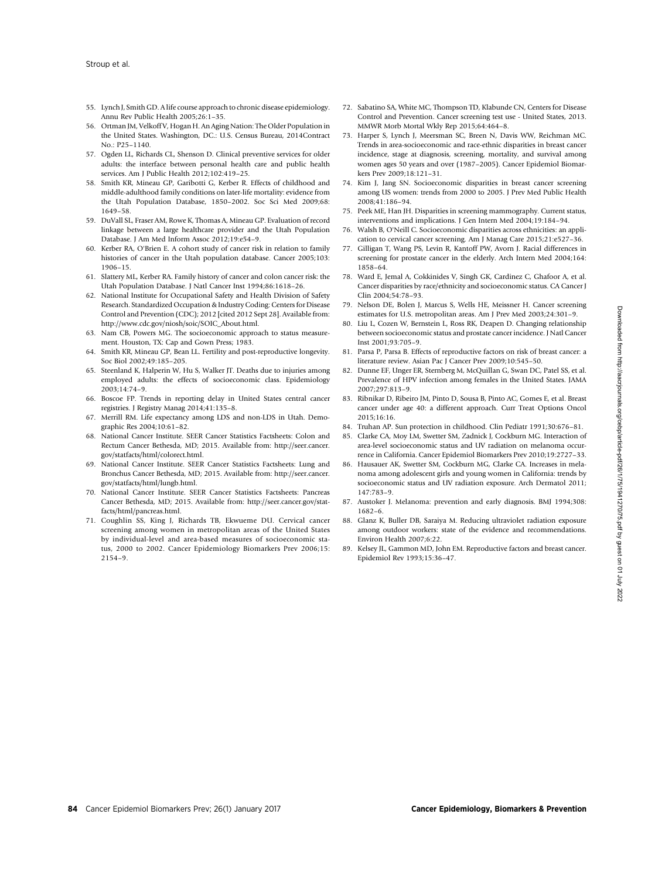55. Lynch J, Smith GD. A life course approach to chronic disease epidemiology. Annu Rev Public Health 2005;26:1–35.
56. Ortman JM, Velkoff V, Hogan H. An Aging Nation: The Older Population in the United States. Washington, DC.: U.S. Census Bureau, 2014Contract No.: P25–1140.
57. Ogden LL, Richards CL, Shenson D. Clinical preventive services for older adults: the interface between personal health care and public health services. Am J Public Health 2012;102:419–25.
58. Smith KR, Mineau GP, Garibotti G, Kerber R. Effects of childhood and middle-adulthood family conditions on later-life mortality: evidence from the Utah Population Database, 1850–2002. Soc Sci Med 2009;68: 1649–58.
59. DuVall SL, Fraser AM, Rowe K, Thomas A, Mineau GP. Evaluation of record linkage between a large healthcare provider and the Utah Population Database. J Am Med Inform Assoc 2012;19:e54–9.
60. Kerber RA, O'Brien E. A cohort study of cancer risk in relation to family histories of cancer in the Utah population database. Cancer 2005;103: 1906–15.
61. Slattery ML, Kerber RA. Family history of cancer and colon cancer risk: the Utah Population Database. J Natl Cancer Inst 1994;86:1618–26.
62. National Institute for Occupational Safety and Health Division of Safety Research. Standardized Occupation & Industry Coding: Centers for Disease Control and Prevention (CDC); 2012 [cited 2012 Sept 28]. Available from: http://www.cdc.gov/niosh/soic/SOIC_About.html.
63. Nam CB, Powers MG. The socioeconomic approach to status measurement. Houston, TX: Cap and Gown Press; 1983.
64. Smith KR, Mineau GP, Bean LL. Fertility and post-reproductive longevity. Soc Biol 2002;49:185–205.
65. Steenland K, Halperin W, Hu S, Walker JT. Deaths due to injuries among employed adults: the effects of socioeconomic class. Epidemiology 2003;14:74–9.
66. Boscoe FP. Trends in reporting delay in United States central cancer registries. J Registry Manag 2014;41:135–8.
67. Merrill RM. Life expectancy among LDS and non-LDS in Utah. Demographic Res 2004;10:61–82.
68. National Cancer Institute. SEER Cancer Statistics Factsheets: Colon and Rectum Cancer Bethesda, MD; 2015. Available from: http://seer.cancer.gov/statfacts/html/colorect.html.
69. National Cancer Institute. SEER Cancer Statistics Factsheets: Lung and Bronchus Cancer Bethesda, MD; 2015. Available from: http://seer.cancer.gov/statfacts/html/lungb.html.
70. National Cancer Institute. SEER Cancer Statistics Factsheets: Pancreas Cancer Bethesda, MD; 2015. Available from: http://seer.cancer.gov/statfacts/html/pancreas.html.
71. Coughlin SS, King J, Richards TB, Ekwueme DU. Cervical cancer screening among women in metropolitan areas of the United States by individual-level and area-based measures of socioeconomic status, 2000 to 2002. Cancer Epidemiology Biomarkers Prev 2006;15: 2154–9.
72. Sabatino SA, White MC, Thompson TD, Klabunde CN, Centers for Disease Control and Prevention. Cancer screening test use - United States, 2013. MMWR Morb Mortal Wkly Rep 2015;64:464–8.
73. Harper S, Lynch J, Meersman SC, Breen N, Davis WW, Reichman MC. Trends in area-socioeconomic and race-ethnic disparities in breast cancer incidence, stage at diagnosis, screening, mortality, and survival among women ages 50 years and over (1987–2005). Cancer Epidemiol Biomarkers Prev 2009;18:121–31.
74. Kim J, Jang SN. Socioeconomic disparities in breast cancer screening among US women: trends from 2000 to 2005. J Prev Med Public Health 2008;41:186–94.
75. Peek ME, Han JH. Disparities in screening mammography. Current status, interventions and implications. J Gen Intern Med 2004;19:184–94.
76. Walsh B, O'Neill C. Socioeconomic disparities across ethnicities: an application to cervical cancer screening. Am J Manag Care 2015;21:e527–36.
77. Gilligan T, Wang PS, Levin R, Kantoff PW, Avorn J. Racial differences in screening for prostate cancer in the elderly. Arch Intern Med 2004;164: 1858–64.
78. Ward E, Jemal A, Cokkinides V, Singh GK, Cardinez C, Ghafoor A, et al. Cancer disparities by race/ethnicity and socioeconomic status. CA Cancer J Clin 2004;54:78–93.
79. Nelson DE, Bolen J, Marcus S, Wells HE, Meissner H. Cancer screening estimates for U.S. metropolitan areas. Am J Prev Med 2003;24:301–9.
80. Liu L, Cozen W, Bernstein L, Ross RK, Deapen D. Changing relationship between socioeconomic status and prostate cancer incidence. J Natl Cancer Inst 2001;93:705–9.
81. Parsa P, Parsa B. Effects of reproductive factors on risk of breast cancer: a literature review. Asian Pac J Cancer Prev 2009;10:545–50.
82. Dunne EF, Unger ER, Sternberg M, McQuillan G, Swan DC, Patel SS, et al. Prevalence of HPV infection among females in the United States. JAMA 2007;297:813–9.
83. Ribnikar D, Ribeiro JM, Pinto D, Sousa B, Pinto AC, Gomes E, et al. Breast cancer under age 40: a different approach. Curr Treat Options Oncol 2015;16:16.
84. Truhan AP. Sun protection in childhood. Clin Pediatr 1991;30:676–81.
85. Clarke CA, Moy LM, Swetter SM, Zadnick J, Cockburn MG. Interaction of area-level socioeconomic status and UV radiation on melanoma occurrence in California. Cancer Epidemiol Biomarkers Prev 2010;19:2727–33.
86. Hausauer AK, Swetter SM, Cockburn MG, Clarke CA. Increases in melanoma among adolescent girls and young women in California: trends by socioeconomic status and UV radiation exposure. Arch Dermatol 2011; 147:783–9.
87. Austoker J. Melanoma: prevention and early diagnosis. BMJ 1994;308: 1682–6.
88. Glanz K, Buller DB, Saraiya M. Reducing ultraviolet radiation exposure among outdoor workers: state of the evidence and recommendations. Environ Health 2007;6:22.
89. Kelsey JL, Gammon MD, John EM. Reproductive factors and breast cancer. Epidemiol Rev 1993;15:36–47.